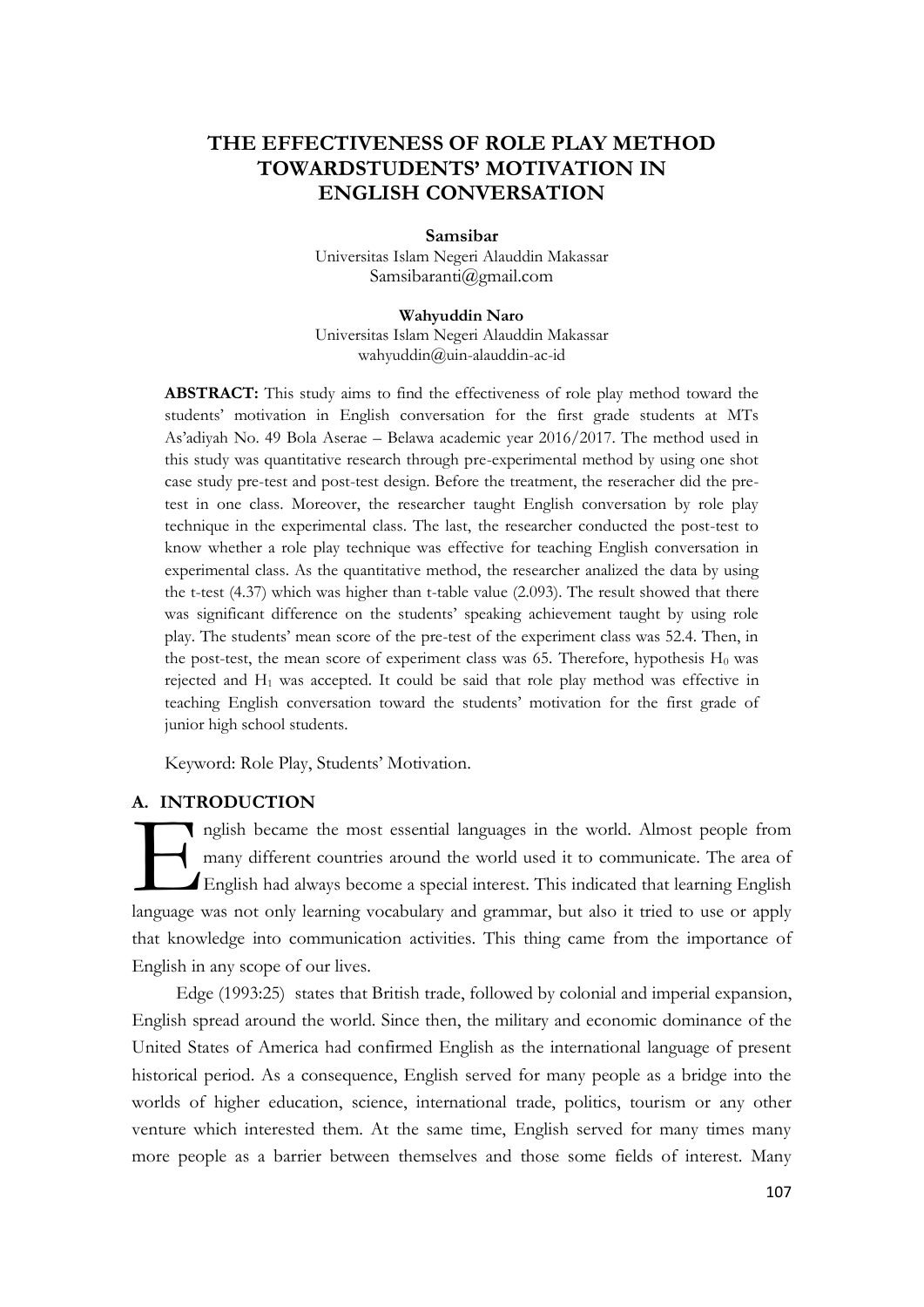# THE EFFECTIVENESS OF ROLE PLAY METHOD TOWARDSTUDENTS' MOTIVATION IN ENGLISH CONVERSATION

**Samsibar**
Universitas Islam Negeri Alauddin Makassar
Samsibaranti@gmail.com

**Wahyuddin Naro**
Universitas Islam Negeri Alauddin Makassar
wahyuddin@uin-alauddin-ac-id

**ABSTRACT:** This study aims to find the effectiveness of role play method toward the students' motivation in English conversation for the first grade students at MTs As'adiyah No. 49 Bola Aserae – Belawa academic year 2016/2017. The method used in this study was quantitative research through pre-experimental method by using one shot case study pre-test and post-test design. Before the treatment, the reseracher did the pre-test in one class. Moreover, the researcher taught English conversation by role play technique in the experimental class. The last, the researcher conducted the post-test to know whether a role play technique was effective for teaching English conversation in experimental class. As the quantitative method, the researcher analized the data by using the t-test (4.37) which was higher than t-table value (2.093). The result showed that there was significant difference on the students' speaking achievement taught by using role play. The students' mean score of the pre-test of the experiment class was 52.4. Then, in the post-test, the mean score of experiment class was 65. Therefore, hypothesis $H_0$ was rejected and $H_1$ was accepted. It could be said that role play method was effective in teaching English conversation toward the students' motivation for the first grade of junior high school students.

Keyword: Role Play, Students' Motivation.

## A. INTRODUCTION

English became the most essential languages in the world. Almost people from many different countries around the world used it to communicate. The area of English had always become a special interest. This indicated that learning English language was not only learning vocabulary and grammar, but also it tried to use or apply that knowledge into communication activities. This thing came from the importance of English in any scope of our lives.

Edge (1993:25) states that British trade, followed by colonial and imperial expansion, English spread around the world. Since then, the military and economic dominance of the United States of America had confirmed English as the international language of present historical period. As a consequence, English served for many people as a bridge into the worlds of higher education, science, international trade, politics, tourism or any other venture which interested them. At the same time, English served for many times many more people as a barrier between themselves and those some fields of interest. Many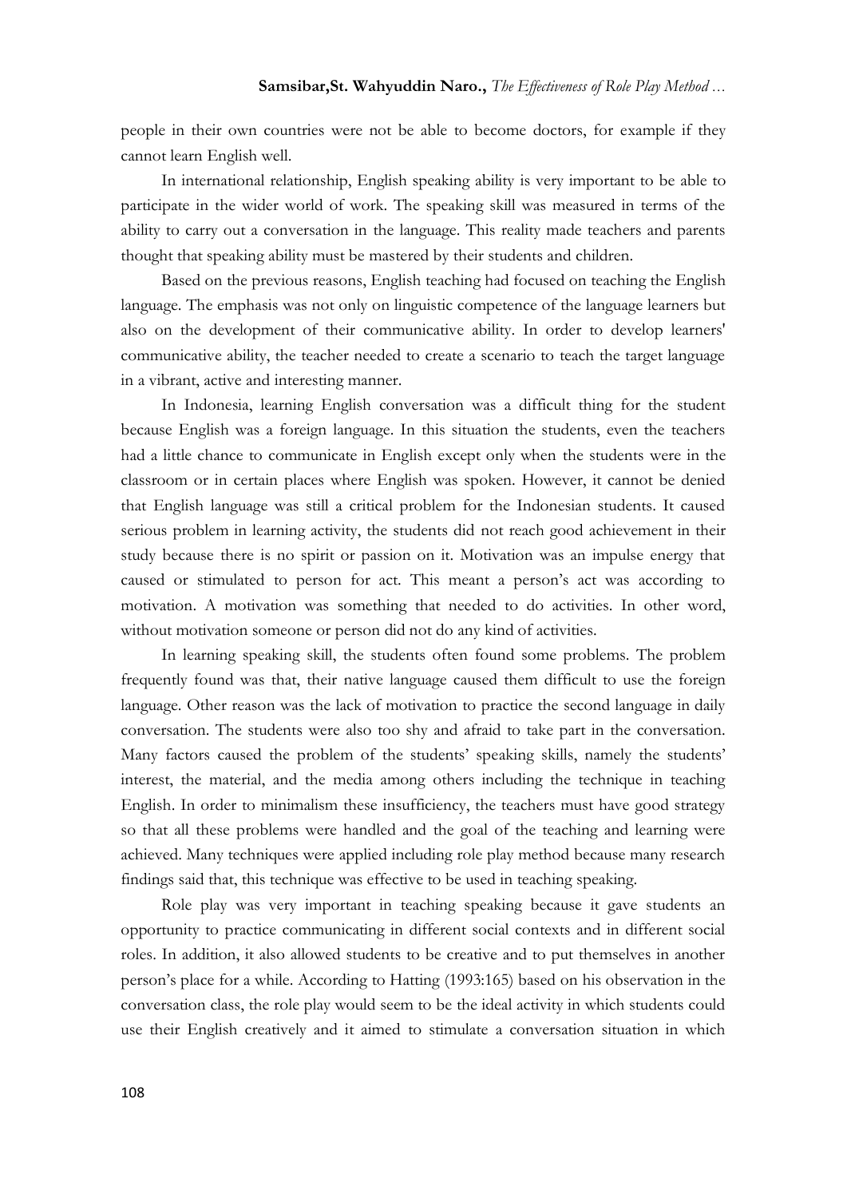people in their own countries were not be able to become doctors, for example if they cannot learn English well.

In international relationship, English speaking ability is very important to be able to participate in the wider world of work. The speaking skill was measured in terms of the ability to carry out a conversation in the language. This reality made teachers and parents thought that speaking ability must be mastered by their students and children.

Based on the previous reasons, English teaching had focused on teaching the English language. The emphasis was not only on linguistic competence of the language learners but also on the development of their communicative ability. In order to develop learners' communicative ability, the teacher needed to create a scenario to teach the target language in a vibrant, active and interesting manner.

In Indonesia, learning English conversation was a difficult thing for the student because English was a foreign language. In this situation the students, even the teachers had a little chance to communicate in English except only when the students were in the classroom or in certain places where English was spoken. However, it cannot be denied that English language was still a critical problem for the Indonesian students. It caused serious problem in learning activity, the students did not reach good achievement in their study because there is no spirit or passion on it. Motivation was an impulse energy that caused or stimulated to person for act. This meant a person's act was according to motivation. A motivation was something that needed to do activities. In other word, without motivation someone or person did not do any kind of activities.

In learning speaking skill, the students often found some problems. The problem frequently found was that, their native language caused them difficult to use the foreign language. Other reason was the lack of motivation to practice the second language in daily conversation. The students were also too shy and afraid to take part in the conversation. Many factors caused the problem of the students' speaking skills, namely the students' interest, the material, and the media among others including the technique in teaching English. In order to minimalism these insufficiency, the teachers must have good strategy so that all these problems were handled and the goal of the teaching and learning were achieved. Many techniques were applied including role play method because many research findings said that, this technique was effective to be used in teaching speaking.

Role play was very important in teaching speaking because it gave students an opportunity to practice communicating in different social contexts and in different social roles. In addition, it also allowed students to be creative and to put themselves in another person's place for a while. According to Hatting (1993:165) based on his observation in the conversation class, the role play would seem to be the ideal activity in which students could use their English creatively and it aimed to stimulate a conversation situation in which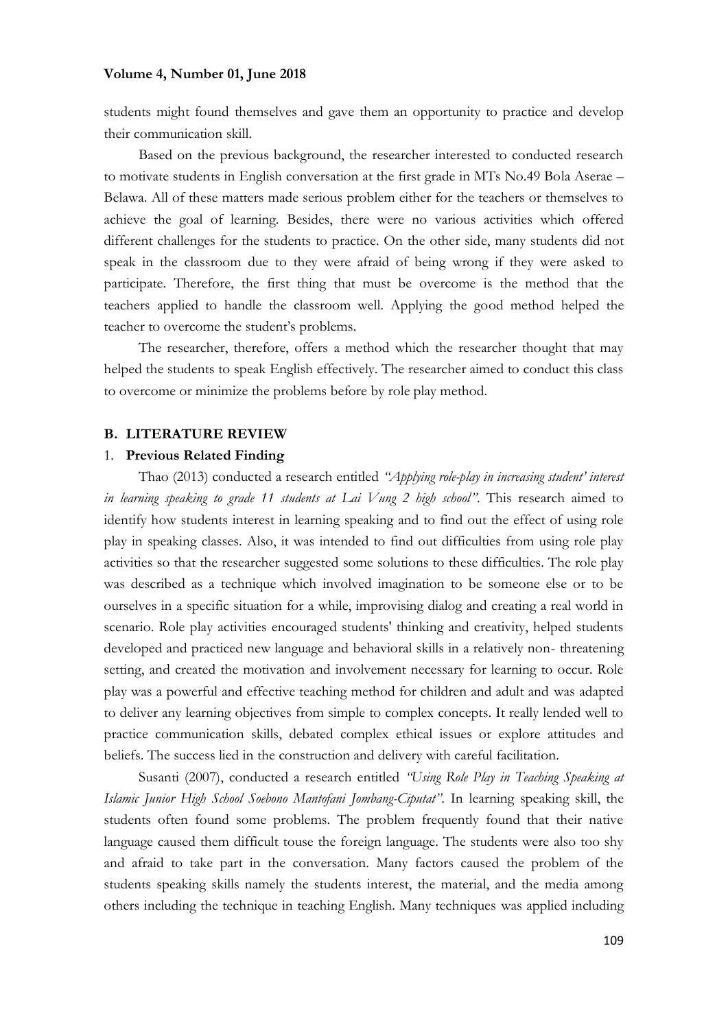students might found themselves and gave them an opportunity to practice and develop their communication skill.

Based on the previous background, the researcher interested to conducted research to motivate students in English conversation at the first grade in MTs No.49 Bola Aserae – Belawa. All of these matters made serious problem either for the teachers or themselves to achieve the goal of learning. Besides, there were no various activities which offered different challenges for the students to practice. On the other side, many students did not speak in the classroom due to they were afraid of being wrong if they were asked to participate. Therefore, the first thing that must be overcome is the method that the teachers applied to handle the classroom well. Applying the good method helped the teacher to overcome the student's problems.

The researcher, therefore, offers a method which the researcher thought that may helped the students to speak English effectively. The researcher aimed to conduct this class to overcome or minimize the problems before by role play method.

## B. LITERATURE REVIEW

### 1. Previous Related Finding

Thao (2013) conducted a research entitled *"Applying role-play in increasing student' interest in learning speaking to grade 11 students at Lai Vung 2 high school"*. This research aimed to identify how students interest in learning speaking and to find out the effect of using role play in speaking classes. Also, it was intended to find out difficulties from using role play activities so that the researcher suggested some solutions to these difficulties. The role play was described as a technique which involved imagination to be someone else or to be ourselves in a specific situation for a while, improvising dialog and creating a real world in scenario. Role play activities encouraged students' thinking and creativity, helped students developed and practiced new language and behavioral skills in a relatively non- threatening setting, and created the motivation and involvement necessary for learning to occur. Role play was a powerful and effective teaching method for children and adult and was adapted to deliver any learning objectives from simple to complex concepts. It really lended well to practice communication skills, debated complex ethical issues or explore attitudes and beliefs. The success lied in the construction and delivery with careful facilitation.

Susanti (2007), conducted a research entitled *"Using Role Play in Teaching Speaking at Islamic Junior High School Soebono Mantofani Jombang-Ciputat"*. In learning speaking skill, the students often found some problems. The problem frequently found that their native language caused them difficult touse the foreign language. The students were also too shy and afraid to take part in the conversation. Many factors caused the problem of the students speaking skills namely the students interest, the material, and the media among others including the technique in teaching English. Many techniques was applied including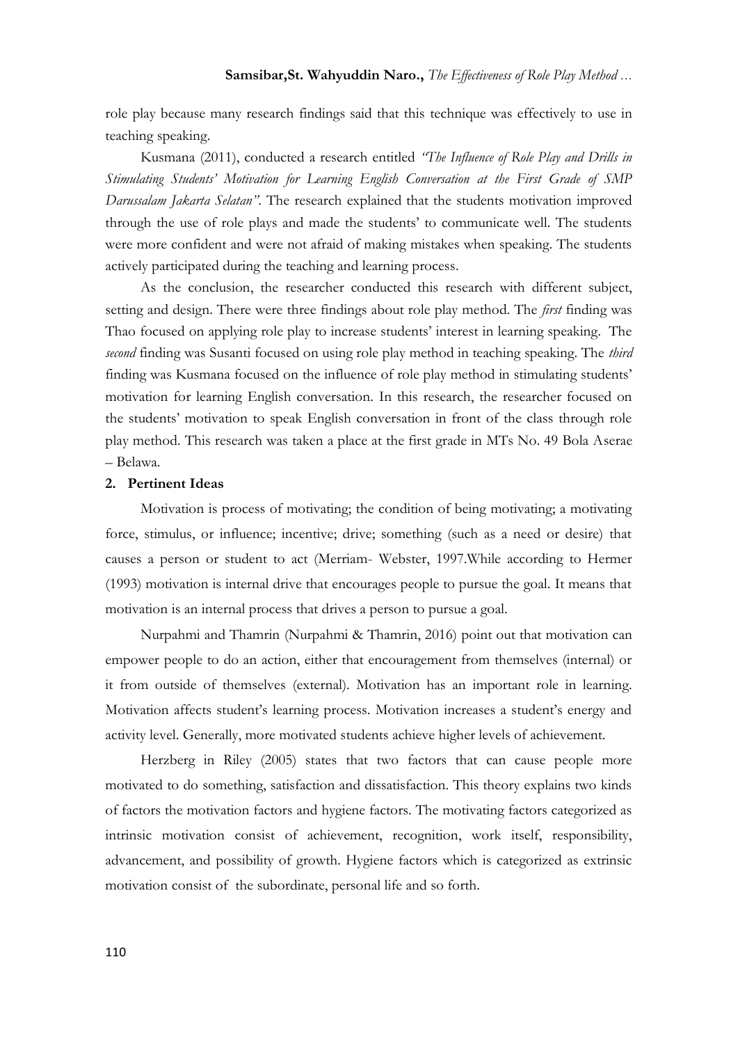role play because many research findings said that this technique was effectively to use in teaching speaking.

Kusmana (2011), conducted a research entitled *"The Influence of Role Play and Drills in Stimulating Students' Motivation for Learning English Conversation at the First Grade of SMP Darussalam Jakarta Selatan"*. The research explained that the students motivation improved through the use of role plays and made the students' to communicate well. The students were more confident and were not afraid of making mistakes when speaking. The students actively participated during the teaching and learning process.

As the conclusion, the researcher conducted this research with different subject, setting and design. There were three findings about role play method. The *first* finding was Thao focused on applying role play to increase students' interest in learning speaking. The *second* finding was Susanti focused on using role play method in teaching speaking. The *third* finding was Kusmana focused on the influence of role play method in stimulating students' motivation for learning English conversation. In this research, the researcher focused on the students' motivation to speak English conversation in front of the class through role play method. This research was taken a place at the first grade in MTs No. 49 Bola Aserae – Belawa.

## 2. Pertinent Ideas

Motivation is process of motivating; the condition of being motivating; a motivating force, stimulus, or influence; incentive; drive; something (such as a need or desire) that causes a person or student to act (Merriam- Webster, 1997.While according to Hermer (1993) motivation is internal drive that encourages people to pursue the goal. It means that motivation is an internal process that drives a person to pursue a goal.

Nurpahmi and Thamrin (Nurpahmi & Thamrin, 2016) point out that motivation can empower people to do an action, either that encouragement from themselves (internal) or it from outside of themselves (external). Motivation has an important role in learning. Motivation affects student's learning process. Motivation increases a student's energy and activity level. Generally, more motivated students achieve higher levels of achievement.

Herzberg in Riley (2005) states that two factors that can cause people more motivated to do something, satisfaction and dissatisfaction. This theory explains two kinds of factors the motivation factors and hygiene factors. The motivating factors categorized as intrinsic motivation consist of achievement, recognition, work itself, responsibility, advancement, and possibility of growth. Hygiene factors which is categorized as extrinsic motivation consist of the subordinate, personal life and so forth.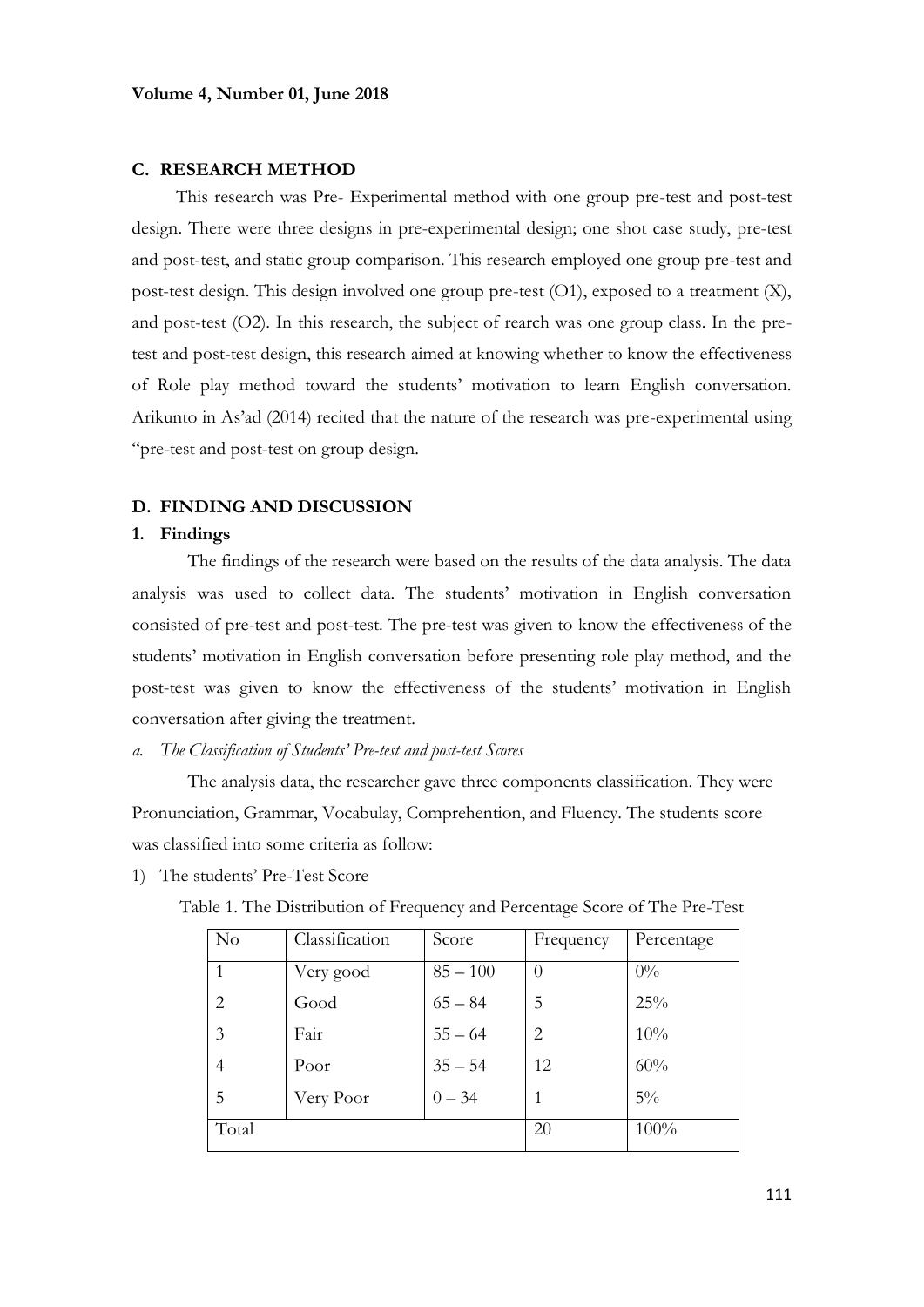## C. RESEARCH METHOD

This research was Pre- Experimental method with one group pre-test and post-test design. There were three designs in pre-experimental design; one shot case study, pre-test and post-test, and static group comparison. This research employed one group pre-test and post-test design. This design involved one group pre-test (O1), exposed to a treatment (X), and post-test (O2). In this research, the subject of rearch was one group class. In the pre-test and post-test design, this research aimed at knowing whether to know the effectiveness of Role play method toward the students' motivation to learn English conversation. Arikunto in As'ad (2014) recited that the nature of the research was pre-experimental using "pre-test and post-test on group design.

## D. FINDING AND DISCUSSION

### 1. Findings

The findings of the research were based on the results of the data analysis. The data analysis was used to collect data. The students' motivation in English conversation consisted of pre-test and post-test. The pre-test was given to know the effectiveness of the students' motivation in English conversation before presenting role play method, and the post-test was given to know the effectiveness of the students' motivation in English conversation after giving the treatment.

*a. The Classification of Students' Pre-test and post-test Scores*

The analysis data, the researcher gave three components classification. They were Pronunciation, Grammar, Vocabulay, Comprehention, and Fluency. The students score was classified into some criteria as follow:

1) The students' Pre-Test Score

Table 1. The Distribution of Frequency and Percentage Score of The Pre-Test

| No | Classification | Score | Frequency | Percentage |
|---|---|---|---|---|
| 1 | Very good | 85 – 100 | 0 | 0% |
| 2 | Good | 65 – 84 | 5 | 25% |
| 3 | Fair | 55 – 64 | 2 | 10% |
| 4 | Poor | 35 – 54 | 12 | 60% |
| 5 | Very Poor | 0 – 34 | 1 | 5% |
| Total | | | 20 | 100% |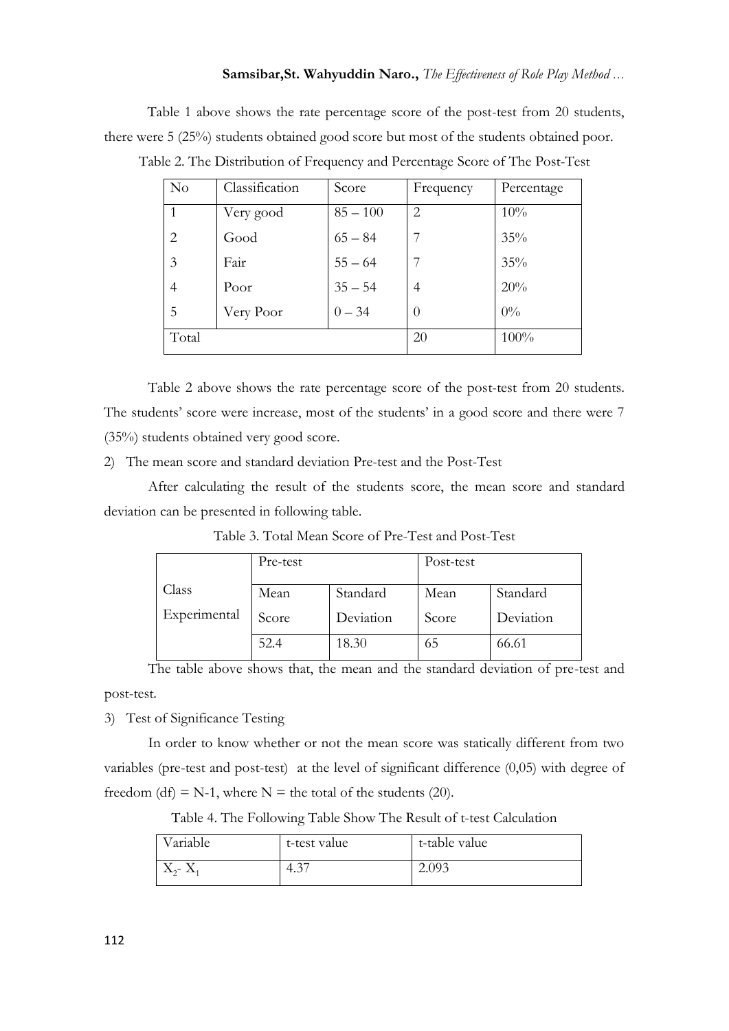Table 1 above shows the rate percentage score of the post-test from 20 students, there were 5 (25%) students obtained good score but most of the students obtained poor.

Table 2. The Distribution of Frequency and Percentage Score of The Post-Test

| No | Classification | Score | Frequency | Percentage |
|---|---|---|---|---|
| 1 | Very good | 85 – 100 | 2 | 10% |
| 2 | Good | 65 – 84 | 7 | 35% |
| 3 | Fair | 55 – 64 | 7 | 35% |
| 4 | Poor | 35 – 54 | 4 | 20% |
| 5 | Very Poor | 0 – 34 | 0 | 0% |
| Total | | | 20 | 100% |

Table 2 above shows the rate percentage score of the post-test from 20 students. The students' score were increase, most of the students' in a good score and there were 7 (35%) students obtained very good score.

2) The mean score and standard deviation Pre-test and the Post-Test

After calculating the result of the students score, the mean score and standard deviation can be presented in following table.

Table 3. Total Mean Score of Pre-Test and Post-Test

| Class | Pre-test | | Post-test | |
|---|---|---|---|---|
| | Mean Score | Standard Deviation | Mean Score | Standard Deviation |
| Experimental | 52.4 | 18.30 | 65 | 66.61 |

The table above shows that, the mean and the standard deviation of pre-test and post-test.

3) Test of Significance Testing

In order to know whether or not the mean score was statically different from two variables (pre-test and post-test) at the level of significant difference (0,05) with degree of freedom (df) = N-1, where N = the total of the students (20).

Table 4. The Following Table Show The Result of t-test Calculation

| Variable | t-test value | t-table value |
|---|---|---|
| $X_2$- $X_1$ | 4.37 | 2.093 |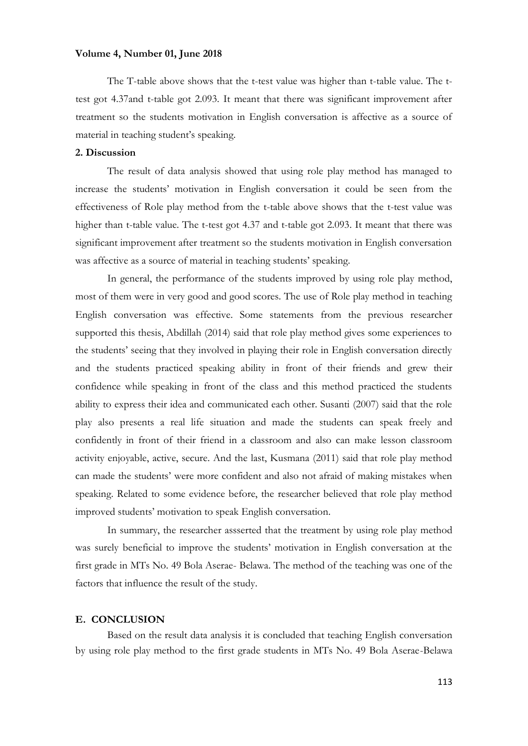The T-table above shows that the t-test value was higher than t-table value. The t-test got 4.37and t-table got 2.093. It meant that there was significant improvement after treatment so the students motivation in English conversation is affective as a source of material in teaching student's speaking.

**2. Discussion**

The result of data analysis showed that using role play method has managed to increase the students' motivation in English conversation it could be seen from the effectiveness of Role play method from the t-table above shows that the t-test value was higher than t-table value. The t-test got 4.37 and t-table got 2.093. It meant that there was significant improvement after treatment so the students motivation in English conversation was affective as a source of material in teaching students' speaking.

In general, the performance of the students improved by using role play method, most of them were in very good and good scores. The use of Role play method in teaching English conversation was effective. Some statements from the previous researcher supported this thesis, Abdillah (2014) said that role play method gives some experiences to the students' seeing that they involved in playing their role in English conversation directly and the students practiced speaking ability in front of their friends and grew their confidence while speaking in front of the class and this method practiced the students ability to express their idea and communicated each other. Susanti (2007) said that the role play also presents a real life situation and made the students can speak freely and confidently in front of their friend in a classroom and also can make lesson classroom activity enjoyable, active, secure. And the last, Kusmana (2011) said that role play method can made the students' were more confident and also not afraid of making mistakes when speaking. Related to some evidence before, the researcher believed that role play method improved students' motivation to speak English conversation.

In summary, the researcher assserted that the treatment by using role play method was surely beneficial to improve the students' motivation in English conversation at the first grade in MTs No. 49 Bola Aserae- Belawa. The method of the teaching was one of the factors that influence the result of the study.

## E. CONCLUSION

Based on the result data analysis it is concluded that teaching English conversation by using role play method to the first grade students in MTs No. 49 Bola Aserae-Belawa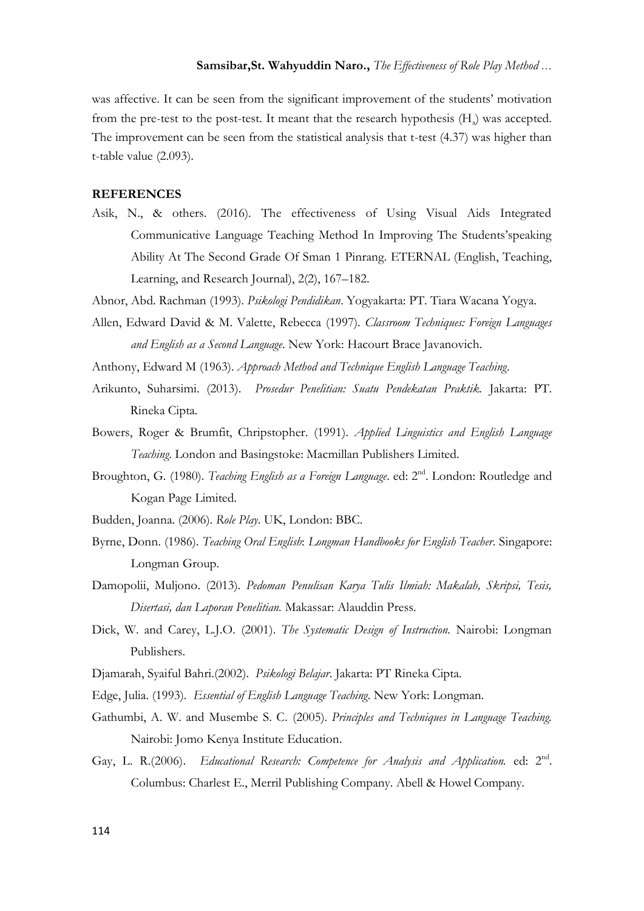was affective. It can be seen from the significant improvement of the students' motivation from the pre-test to the post-test. It meant that the research hypothesis ($H_a$) was accepted. The improvement can be seen from the statistical analysis that t-test (4.37) was higher than t-table value (2.093).

## REFERENCES

Asik, N., & others. (2016). The effectiveness of Using Visual Aids Integrated Communicative Language Teaching Method In Improving The Students'speaking Ability At The Second Grade Of Sman 1 Pinrang. ETERNAL (English, Teaching, Learning, and Research Journal), 2(2), 167–182.

Abnor, Abd. Rachman (1993). *Psikologi Pendidikan*. Yogyakarta: PT. Tiara Wacana Yogya.

Allen, Edward David & M. Valette, Rebecca (1997). *Classroom Techniques: Foreign Languages and English as a Second Language*. New York: Hacourt Brace Javanovich.

Anthony, Edward M (1963). *Approach Method and Technique English Language Teaching*.

Arikunto, Suharsimi. (2013). *Prosedur Penelitian: Suatu Pendekatan Praktik*. Jakarta: PT. Rineka Cipta.

Bowers, Roger & Brumfit, Chripstopher. (1991). *Applied Linguistics and English Language Teaching*. London and Basingstoke: Macmillan Publishers Limited.

Broughton, G. (1980). *Teaching English as a Foreign Language*. ed: 2nd. London: Routledge and Kogan Page Limited.

Budden, Joanna. (2006). *Role Play*. UK, London: BBC.

Byrne, Donn. (1986). *Teaching Oral English*: *Longman Handbooks for English Teacher*. Singapore: Longman Group.

Damopolii, Muljono. (2013). *Pedoman Penulisan Karya Tulis Ilmiah: Makalah, Skripsi, Tesis, Disertasi, dan Laporan Penelitian*. Makassar: Alauddin Press.

Dick, W. and Carey, L.J.O. (2001). *The Systematic Design of Instruction*. Nairobi: Longman Publishers.

Djamarah, Syaiful Bahri.(2002). *Psikologi Belajar*. Jakarta: PT Rineka Cipta.

Edge, Julia. (1993). *Essential of English Language Teaching*. New York: Longman.

Gathumbi, A. W. and Musembe S. C. (2005). *Principles and Techniques in Language Teaching.* Nairobi: Jomo Kenya Institute Education.

Gay, L. R.(2006). *Educational Research: Competence for Analysis and Application.* ed: 2nd. Columbus: Charlest E., Merril Publishing Company. Abell & Howel Company.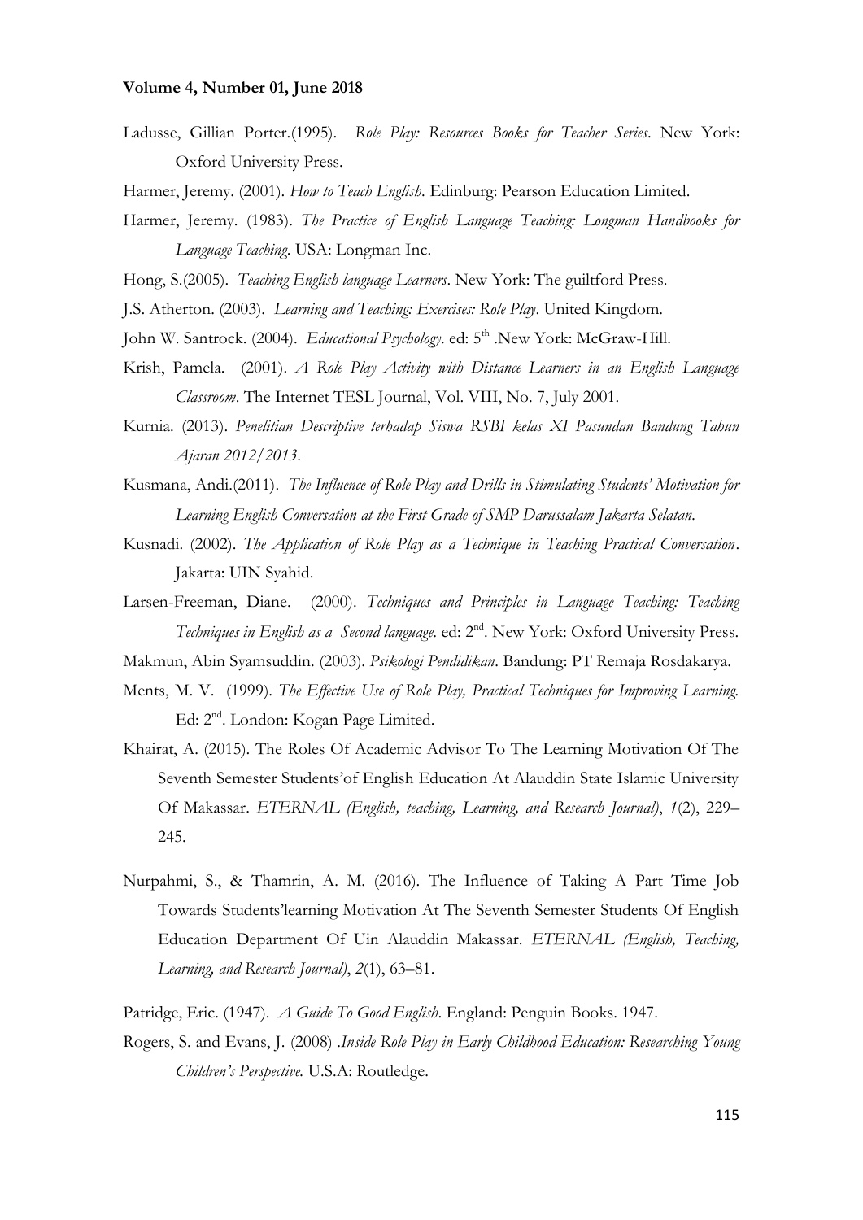Ladusse, Gillian Porter.(1995). *Role Play: Resources Books for Teacher Series*. New York: Oxford University Press.

Harmer, Jeremy. (2001). *How to Teach English*. Edinburg: Pearson Education Limited.

Harmer, Jeremy. (1983). *The Practice of English Language Teaching: Longman Handbooks for Language Teaching*. USA: Longman Inc.

Hong, S.(2005). *Teaching English language Learners*. New York: The guiltford Press.

J.S. Atherton. (2003). *Learning and Teaching: Exercises: Role Play*. United Kingdom.

John W. Santrock. (2004). *Educational Psychology*. ed: 5th .New York: McGraw-Hill.

Krish, Pamela. (2001). *A Role Play Activity with Distance Learners in an English Language Classroom*. The Internet TESL Journal, Vol. VIII, No. 7, July 2001.

Kurnia. (2013). *Penelitian Descriptive terhadap Siswa RSBI kelas XI Pasundan Bandung Tahun Ajaran 2012/2013*.

Kusmana, Andi.(2011). *The Influence of Role Play and Drills in Stimulating Students' Motivation for Learning English Conversation at the First Grade of SMP Darussalam Jakarta Selatan*.

Kusnadi. (2002). *The Application of Role Play as a Technique in Teaching Practical Conversation*. Jakarta: UIN Syahid.

Larsen-Freeman, Diane. (2000). *Techniques and Principles in Language Teaching: Teaching Techniques in English as a Second language*. ed: 2nd. New York: Oxford University Press.

Makmun, Abin Syamsuddin. (2003). *Psikologi Pendidikan*. Bandung: PT Remaja Rosdakarya.

Ments, M. V. (1999). *The Effective Use of Role Play, Practical Techniques for Improving Learning.* Ed: 2nd. London: Kogan Page Limited.

Khairat, A. (2015). The Roles Of Academic Advisor To The Learning Motivation Of The Seventh Semester Students'of English Education At Alauddin State Islamic University Of Makassar. *ETERNAL (English, teaching, Learning, and Research Journal)*, *1*(2), 229–245.

Nurpahmi, S., & Thamrin, A. M. (2016). The Influence of Taking A Part Time Job Towards Students'learning Motivation At The Seventh Semester Students Of English Education Department Of Uin Alauddin Makassar. *ETERNAL (English, Teaching, Learning, and Research Journal)*, *2*(1), 63–81.

Patridge, Eric. (1947). *A Guide To Good English*. England: Penguin Books. 1947.

Rogers, S. and Evans, J. (2008) .*Inside Role Play in Early Childhood Education: Researching Young Children's Perspective.* U.S.A: Routledge.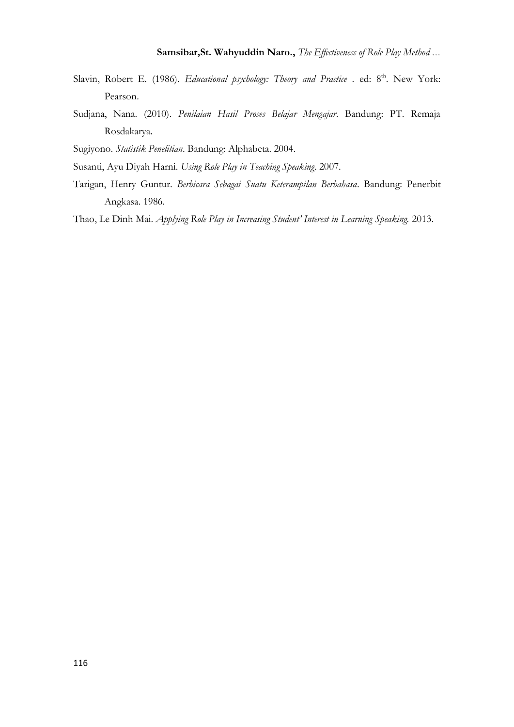Slavin, Robert E. (1986). *Educational psychology: Theory and Practice* . ed: 8th. New York: Pearson.

Sudjana, Nana. (2010). *Penilaian Hasil Proses Belajar Mengajar*. Bandung: PT. Remaja Rosdakarya.

Sugiyono. *Statistik Penelitian*. Bandung: Alphabeta. 2004.

Susanti, Ayu Diyah Harni. *Using Role Play in Teaching Speaking*. 2007.

Tarigan, Henry Guntur. *Berbicara Sebagai Suatu Keterampilan Berbahasa*. Bandung: Penerbit Angkasa. 1986.

Thao, Le Dinh Mai. *Applying Role Play in Increasing Student' Interest in Learning Speaking.* 2013.